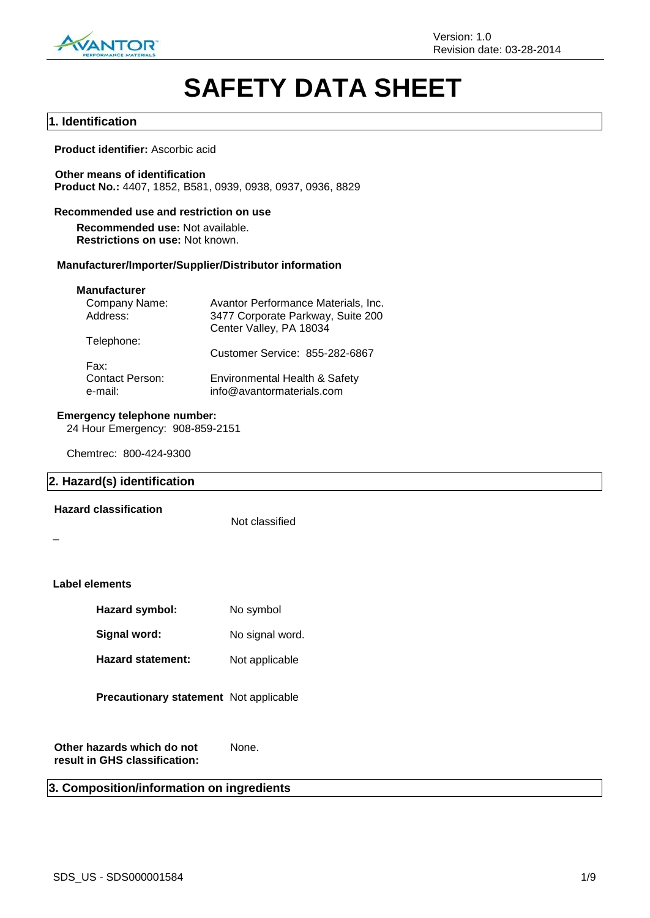# SAFETY DATA SHEET

## 1. Identification

**Product identifier:** Ascorbic acid

**Other means of identification**
**Product No.:** 4407, 1852, B581, 0939, 0938, 0937, 0936, 8829

### Recommended use and restriction on use

**Recommended use:** Not available.
**Restrictions on use:** Not known.

### Manufacturer/Importer/Supplier/Distributor information

**Manufacturer**

| | |
|---|---|
| Company Name: | Avantor Performance Materials, Inc. |
| Address: | 3477 Corporate Parkway, Suite 200<br>Center Valley, PA 18034 |
| Telephone: | Customer Service: 855-282-6867 |
| Fax: | |
| Contact Person: | Environmental Health & Safety |
| e-mail: | info@avantormaterials.com |

**Emergency telephone number:**
24 Hour Emergency: 908-859-2151

Chemtrec: 800-424-9300

## 2. Hazard(s) identification

**Hazard classification** Not classified

–

**Label elements**

| | |
|---|---|
| **Hazard symbol:** | No symbol |
| **Signal word:** | No signal word. |
| **Hazard statement:** | Not applicable |
| **Precautionary statement** | Not applicable |

**Other hazards which do not result in GHS classification:** None.

## 3. Composition/information on ingredients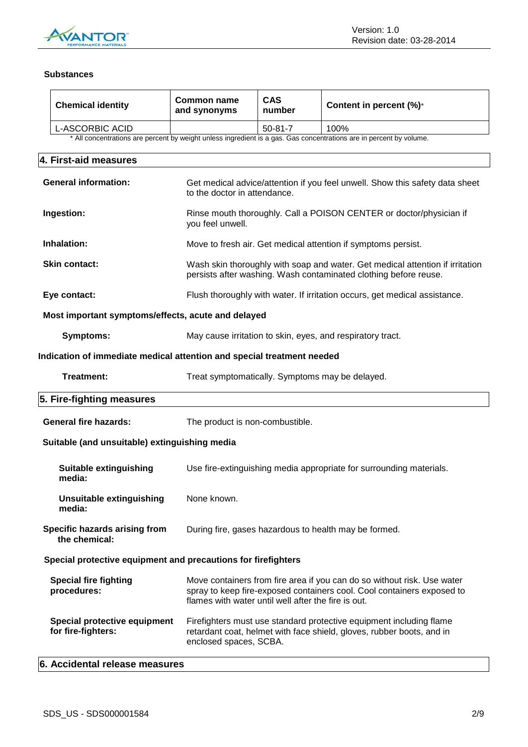**Substances**

| Chemical identity | Common name and synonyms | CAS number | Content in percent (%)* |
|---|---|---|---|
| L-ASCORBIC ACID | | 50-81-7 | 100% |

\* All concentrations are percent by weight unless ingredient is a gas. Gas concentrations are in percent by volume.

## 4. First-aid measures

**General information:** Get medical advice/attention if you feel unwell. Show this safety data sheet to the doctor in attendance.

**Ingestion:** Rinse mouth thoroughly. Call a POISON CENTER or doctor/physician if you feel unwell.

**Inhalation:** Move to fresh air. Get medical attention if symptoms persist.

**Skin contact:** Wash skin thoroughly with soap and water. Get medical attention if irritation persists after washing. Wash contaminated clothing before reuse.

**Eye contact:** Flush thoroughly with water. If irritation occurs, get medical assistance.

**Most important symptoms/effects, acute and delayed**

**Symptoms:** May cause irritation to skin, eyes, and respiratory tract.

**Indication of immediate medical attention and special treatment needed**

**Treatment:** Treat symptomatically. Symptoms may be delayed.

## 5. Fire-fighting measures

**General fire hazards:** The product is non-combustible.

**Suitable (and unsuitable) extinguishing media**

**Suitable extinguishing media:** Use fire-extinguishing media appropriate for surrounding materials.

**Unsuitable extinguishing media:** None known.

**Specific hazards arising from the chemical:** During fire, gases hazardous to health may be formed.

**Special protective equipment and precautions for firefighters**

**Special fire fighting procedures:** Move containers from fire area if you can do so without risk. Use water spray to keep fire-exposed containers cool. Cool containers exposed to flames with water until well after the fire is out.

**Special protective equipment for fire-fighters:** Firefighters must use standard protective equipment including flame retardant coat, helmet with face shield, gloves, rubber boots, and in enclosed spaces, SCBA.

## 6. Accidental release measures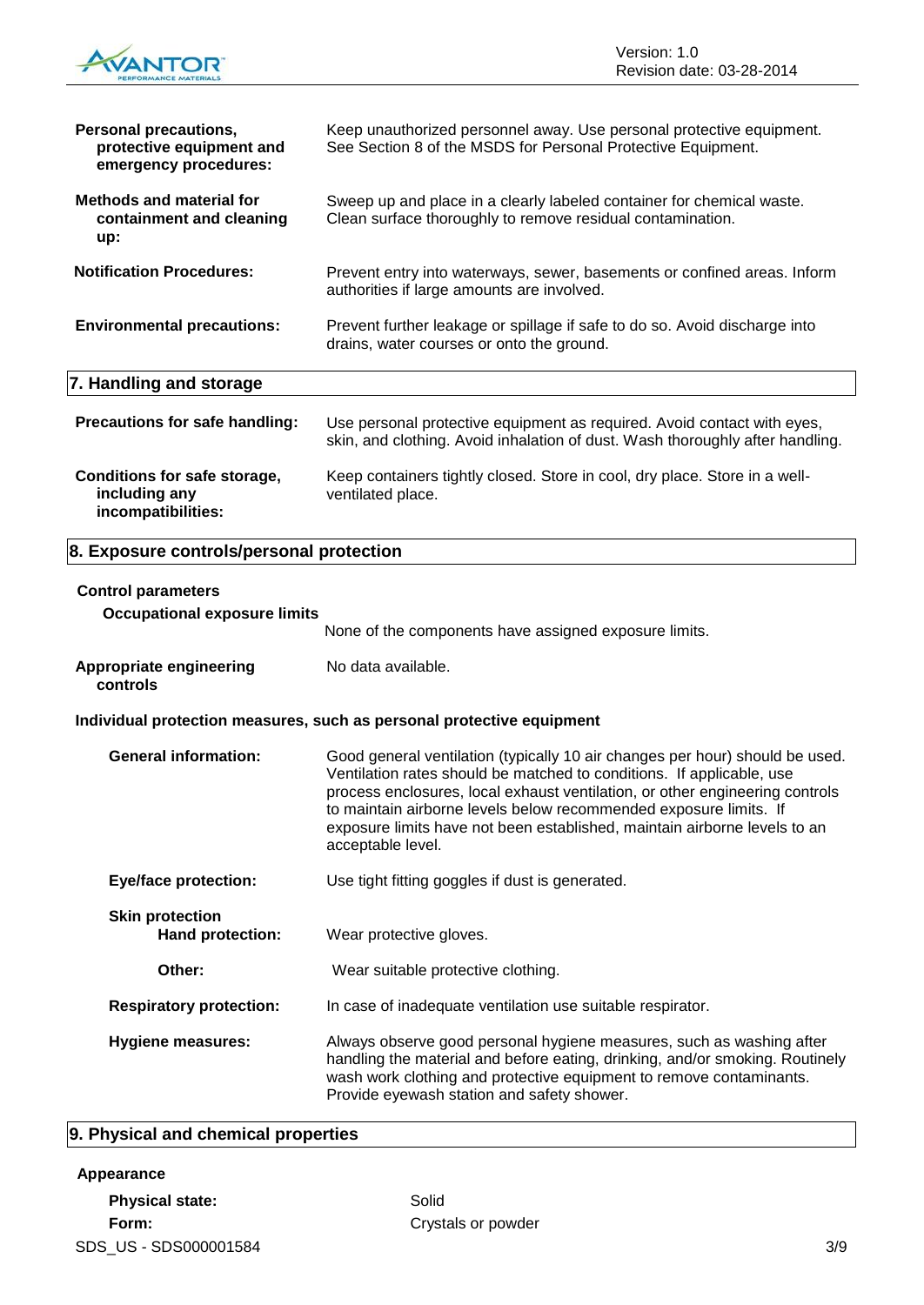**Personal precautions, protective equipment and emergency procedures:** Keep unauthorized personnel away. Use personal protective equipment. See Section 8 of the MSDS for Personal Protective Equipment.

**Methods and material for containment and cleaning up:** Sweep up and place in a clearly labeled container for chemical waste. Clean surface thoroughly to remove residual contamination.

**Notification Procedures:** Prevent entry into waterways, sewer, basements or confined areas. Inform authorities if large amounts are involved.

**Environmental precautions:** Prevent further leakage or spillage if safe to do so. Avoid discharge into drains, water courses or onto the ground.

## 7. Handling and storage

**Precautions for safe handling:** Use personal protective equipment as required. Avoid contact with eyes, skin, and clothing. Avoid inhalation of dust. Wash thoroughly after handling.

**Conditions for safe storage, including any incompatibilities:** Keep containers tightly closed. Store in cool, dry place. Store in a well-ventilated place.

## 8. Exposure controls/personal protection

**Control parameters**

**Occupational exposure limits**

None of the components have assigned exposure limits.

**Appropriate engineering controls:** No data available.

**Individual protection measures, such as personal protective equipment**

**General information:** Good general ventilation (typically 10 air changes per hour) should be used. Ventilation rates should be matched to conditions. If applicable, use process enclosures, local exhaust ventilation, or other engineering controls to maintain airborne levels below recommended exposure limits. If exposure limits have not been established, maintain airborne levels to an acceptable level.

**Eye/face protection:** Use tight fitting goggles if dust is generated.

**Skin protection**

**Hand protection:** Wear protective gloves.

**Other:** Wear suitable protective clothing.

**Respiratory protection:** In case of inadequate ventilation use suitable respirator.

**Hygiene measures:** Always observe good personal hygiene measures, such as washing after handling the material and before eating, drinking, and/or smoking. Routinely wash work clothing and protective equipment to remove contaminants. Provide eyewash station and safety shower.

## 9. Physical and chemical properties

**Appearance**

**Physical state:** Solid

**Form:** Crystals or powder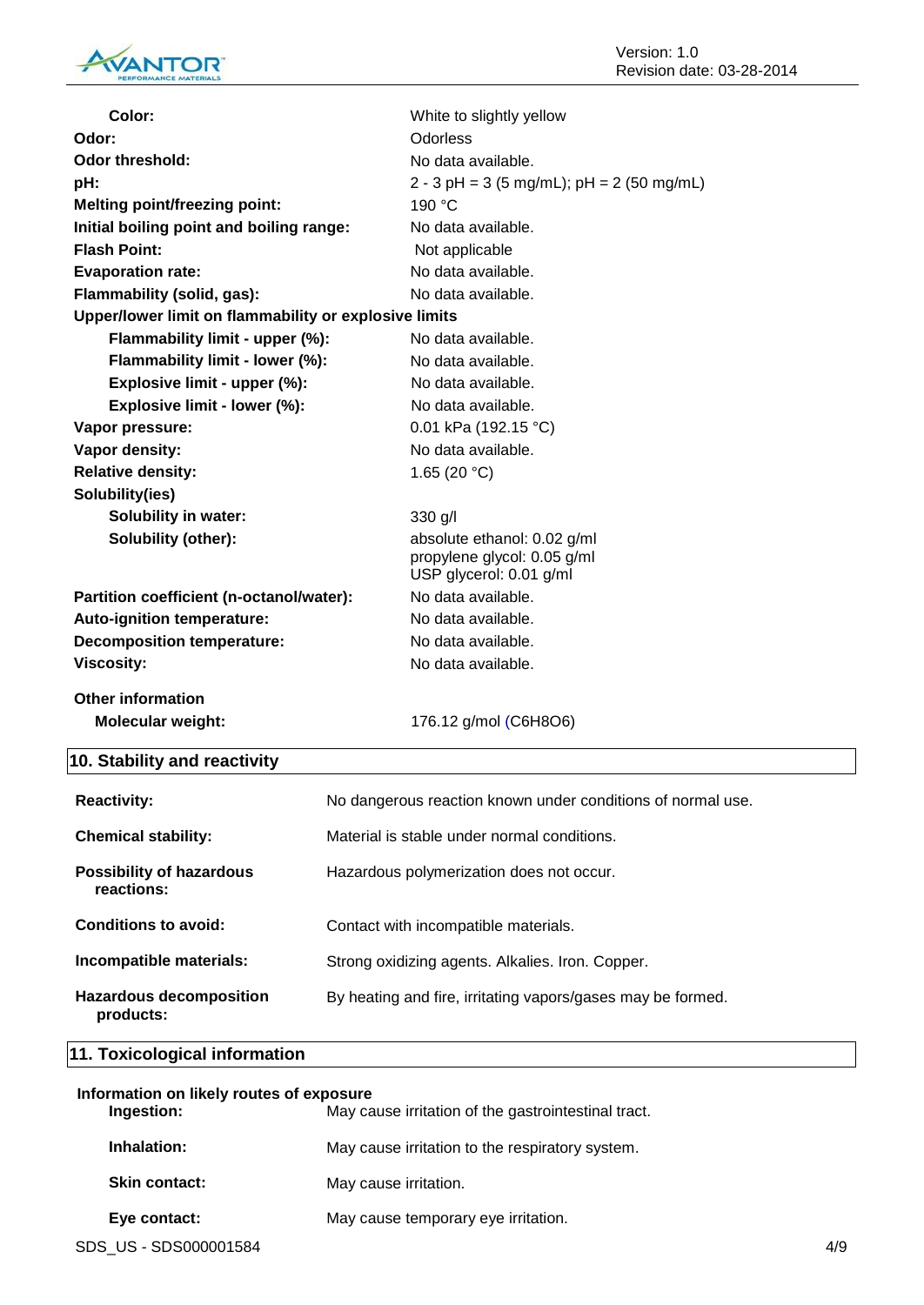| | |
|---|---|
| **Color:** | White to slightly yellow |
| **Odor:** | Odorless |
| **Odor threshold:** | No data available. |
| **pH:** | 2 - 3 pH = 3 (5 mg/mL); pH = 2 (50 mg/mL) |
| **Melting point/freezing point:** | 190 °C |
| **Initial boiling point and boiling range:** | No data available. |
| **Flash Point:** | Not applicable |
| **Evaporation rate:** | No data available. |
| **Flammability (solid, gas):** | No data available. |
| **Upper/lower limit on flammability or explosive limits** | |
| **Flammability limit - upper (%):** | No data available. |
| **Flammability limit - lower (%):** | No data available. |
| **Explosive limit - upper (%):** | No data available. |
| **Explosive limit - lower (%):** | No data available. |
| **Vapor pressure:** | 0.01 kPa (192.15 °C) |
| **Vapor density:** | No data available. |
| **Relative density:** | 1.65 (20 °C) |
| **Solubility(ies)** | |
| **Solubility in water:** | 330 g/l |
| **Solubility (other):** | absolute ethanol: 0.02 g/ml<br>propylene glycol: 0.05 g/ml<br>USP glycerol: 0.01 g/ml |
| **Partition coefficient (n-octanol/water):** | No data available. |
| **Auto-ignition temperature:** | No data available. |
| **Decomposition temperature:** | No data available. |
| **Viscosity:** | No data available. |

**Other information**

| | |
|---|---|
| **Molecular weight:** | 176.12 g/mol ($C_6H_8O_6$) |

## 10. Stability and reactivity

| | |
|---|---|
| **Reactivity:** | No dangerous reaction known under conditions of normal use. |
| **Chemical stability:** | Material is stable under normal conditions. |
| **Possibility of hazardous reactions:** | Hazardous polymerization does not occur. |
| **Conditions to avoid:** | Contact with incompatible materials. |
| **Incompatible materials:** | Strong oxidizing agents. Alkalies. Iron. Copper. |
| **Hazardous decomposition products:** | By heating and fire, irritating vapors/gases may be formed. |

## 11. Toxicological information

**Information on likely routes of exposure**

| | |
|---|---|
| **Ingestion:** | May cause irritation of the gastrointestinal tract. |
| **Inhalation:** | May cause irritation to the respiratory system. |
| **Skin contact:** | May cause irritation. |
| **Eye contact:** | May cause temporary eye irritation. |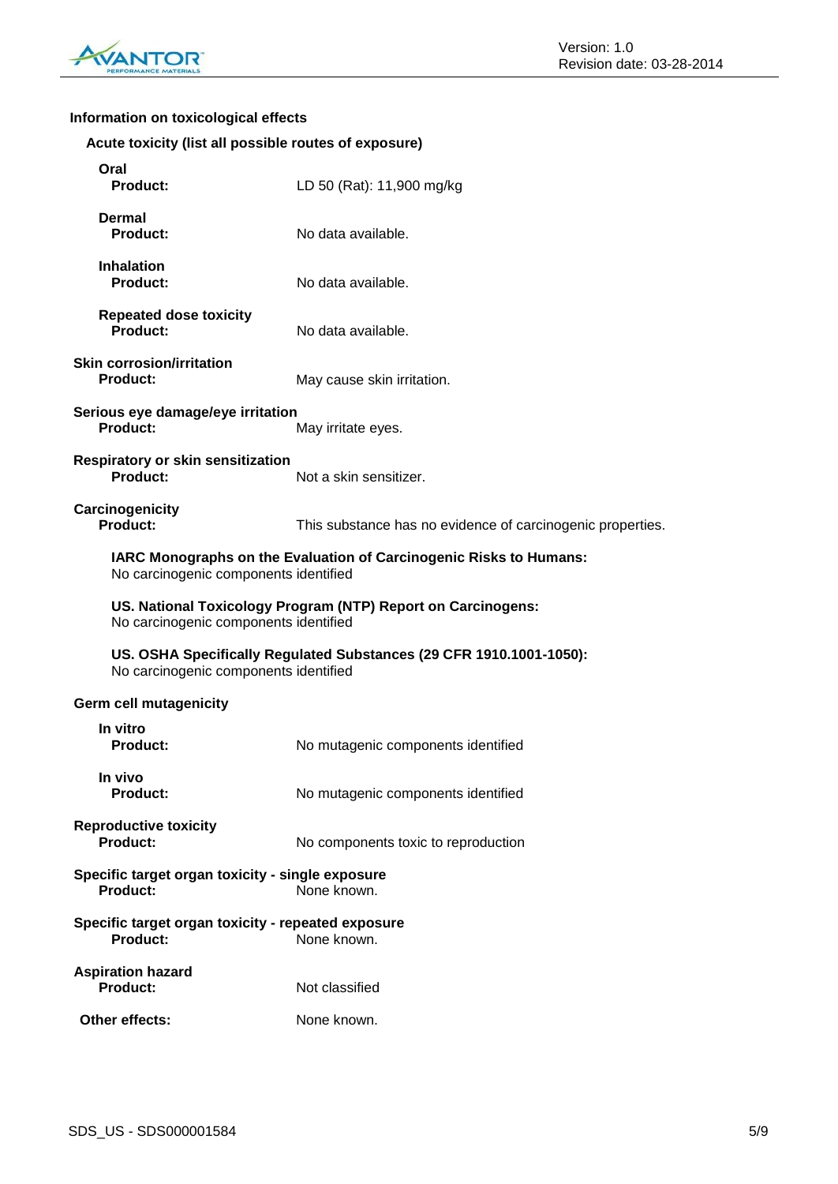## Information on toxicological effects

### Acute toxicity (list all possible routes of exposure)

**Oral**
**Product:** LD 50 (Rat): 11,900 mg/kg

**Dermal**
**Product:** No data available.

**Inhalation**
**Product:** No data available.

**Repeated dose toxicity**
**Product:** No data available.

**Skin corrosion/irritation**
**Product:** May cause skin irritation.

**Serious eye damage/eye irritation**
**Product:** May irritate eyes.

**Respiratory or skin sensitization**
**Product:** Not a skin sensitizer.

**Carcinogenicity**
**Product:** This substance has no evidence of carcinogenic properties.

**IARC Monographs on the Evaluation of Carcinogenic Risks to Humans:**
No carcinogenic components identified

**US. National Toxicology Program (NTP) Report on Carcinogens:**
No carcinogenic components identified

**US. OSHA Specifically Regulated Substances (29 CFR 1910.1001-1050):**
No carcinogenic components identified

**Germ cell mutagenicity**

**In vitro**
**Product:** No mutagenic components identified

**In vivo**
**Product:** No mutagenic components identified

**Reproductive toxicity**
**Product:** No components toxic to reproduction

**Specific target organ toxicity - single exposure**
**Product:** None known.

**Specific target organ toxicity - repeated exposure**
**Product:** None known.

**Aspiration hazard**
**Product:** Not classified

**Other effects:** None known.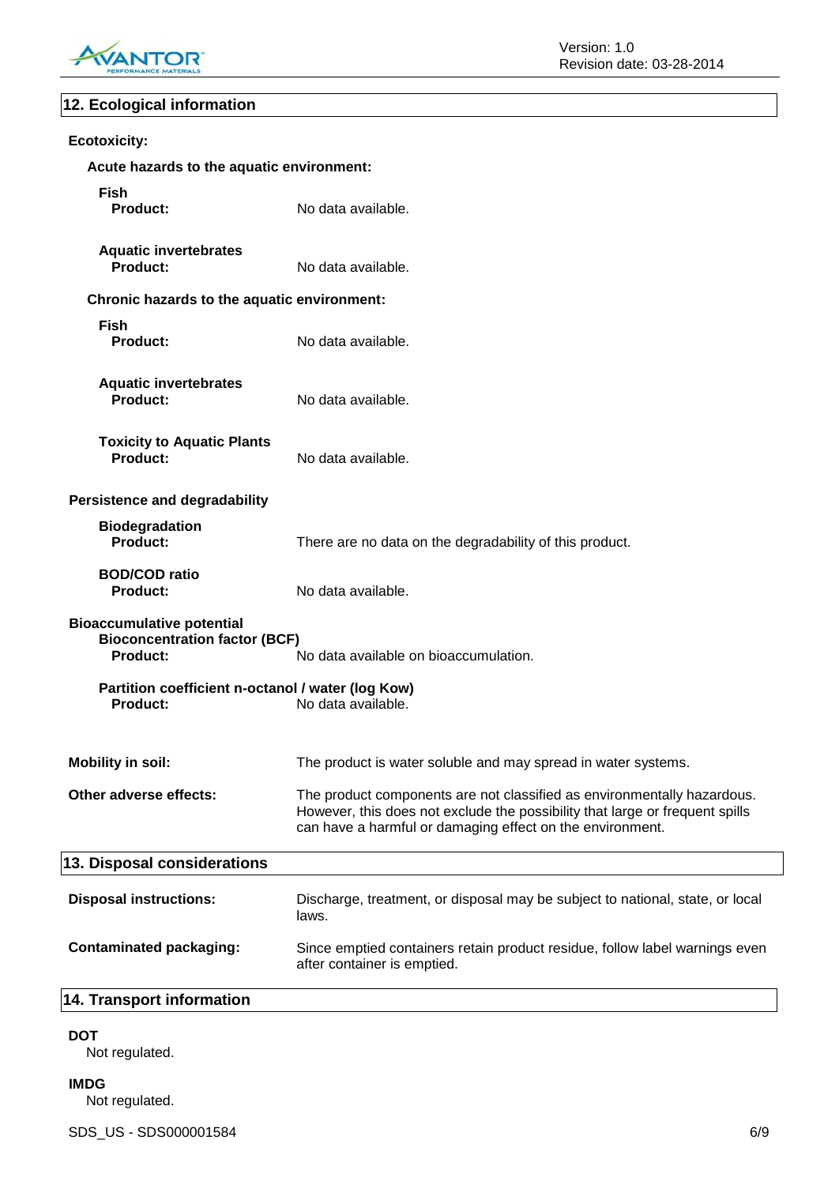## 12. Ecological information

**Ecotoxicity:**

**Acute hazards to the aquatic environment:**

**Fish**
**Product:** No data available.

**Aquatic invertebrates**
**Product:** No data available.

**Chronic hazards to the aquatic environment:**

**Fish**
**Product:** No data available.

**Aquatic invertebrates**
**Product:** No data available.

**Toxicity to Aquatic Plants**
**Product:** No data available.

**Persistence and degradability**

**Biodegradation**
**Product:** There are no data on the degradability of this product.

**BOD/COD ratio**
**Product:** No data available.

**Bioaccumulative potential**
**Bioconcentration factor (BCF)**
**Product:** No data available on bioaccumulation.

**Partition coefficient n-octanol / water (log Kow)**
**Product:** No data available.

**Mobility in soil:** The product is water soluble and may spread in water systems.

**Other adverse effects:** The product components are not classified as environmentally hazardous. However, this does not exclude the possibility that large or frequent spills can have a harmful or damaging effect on the environment.

## 13. Disposal considerations

**Disposal instructions:** Discharge, treatment, or disposal may be subject to national, state, or local laws.

**Contaminated packaging:** Since emptied containers retain product residue, follow label warnings even after container is emptied.

## 14. Transport information

**DOT**
Not regulated.

**IMDG**
Not regulated.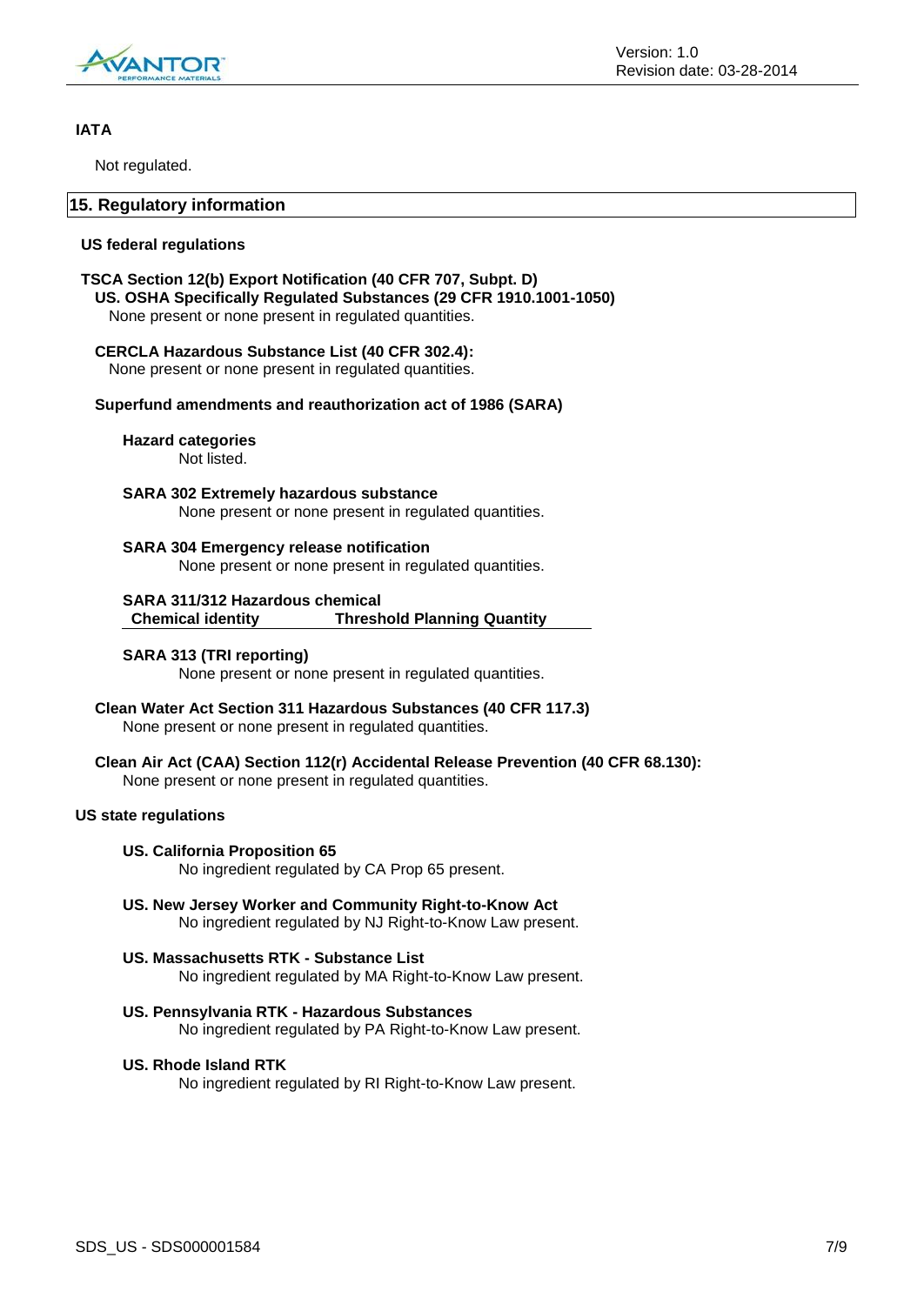**IATA**

Not regulated.

## 15. Regulatory information

**US federal regulations**

**TSCA Section 12(b) Export Notification (40 CFR 707, Subpt. D)**

**US. OSHA Specifically Regulated Substances (29 CFR 1910.1001-1050)**

None present or none present in regulated quantities.

**CERCLA Hazardous Substance List (40 CFR 302.4):**

None present or none present in regulated quantities.

**Superfund amendments and reauthorization act of 1986 (SARA)**

**Hazard categories**

Not listed.

**SARA 302 Extremely hazardous substance**

None present or none present in regulated quantities.

**SARA 304 Emergency release notification**

None present or none present in regulated quantities.

**SARA 311/312 Hazardous chemical**

| Chemical identity | Threshold Planning Quantity |
| --- | --- |

**SARA 313 (TRI reporting)**

None present or none present in regulated quantities.

**Clean Water Act Section 311 Hazardous Substances (40 CFR 117.3)**

None present or none present in regulated quantities.

**Clean Air Act (CAA) Section 112(r) Accidental Release Prevention (40 CFR 68.130):**

None present or none present in regulated quantities.

**US state regulations**

**US. California Proposition 65**

No ingredient regulated by CA Prop 65 present.

**US. New Jersey Worker and Community Right-to-Know Act**

No ingredient regulated by NJ Right-to-Know Law present.

**US. Massachusetts RTK - Substance List**

No ingredient regulated by MA Right-to-Know Law present.

**US. Pennsylvania RTK - Hazardous Substances**

No ingredient regulated by PA Right-to-Know Law present.

**US. Rhode Island RTK**

No ingredient regulated by RI Right-to-Know Law present.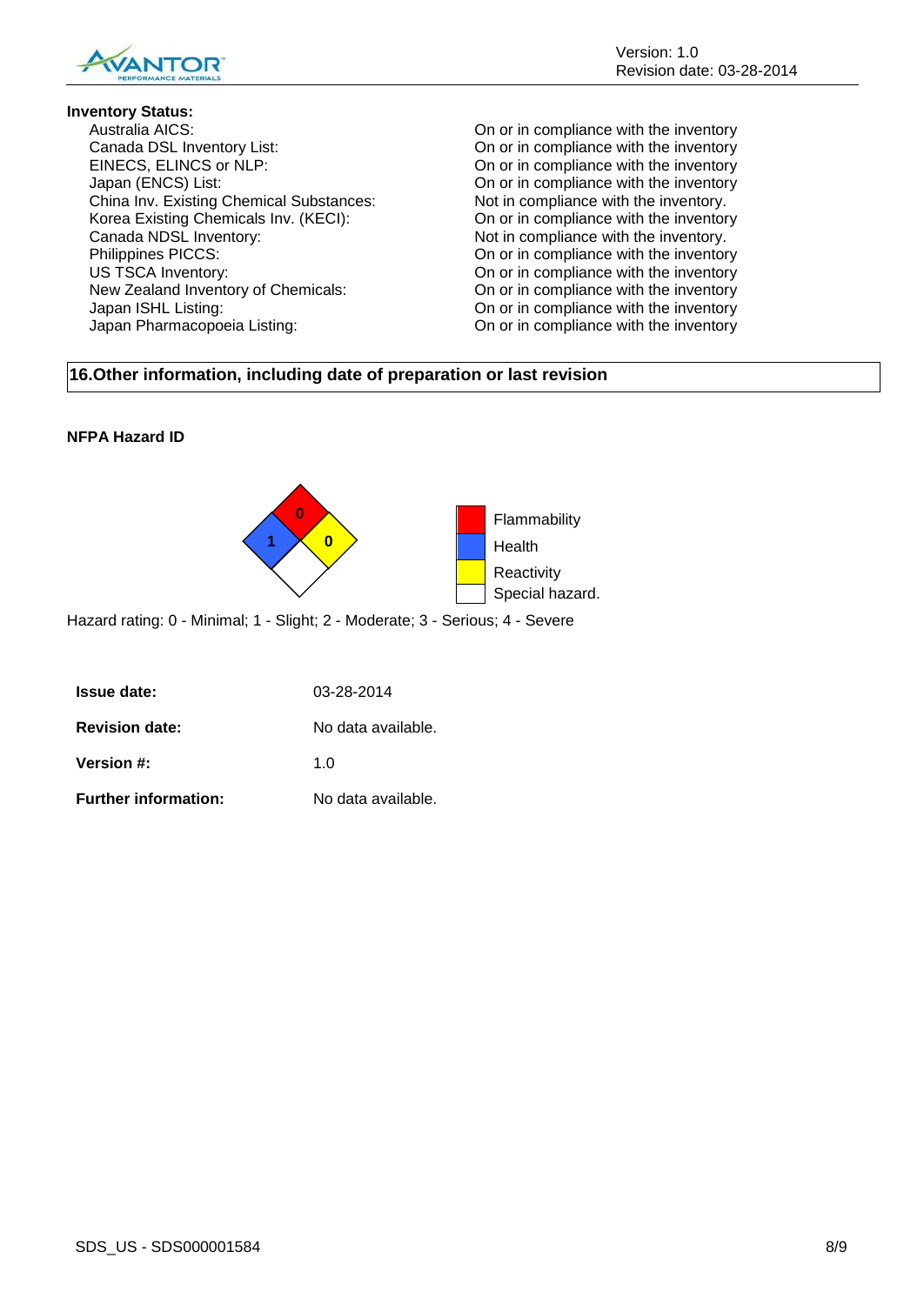**Inventory Status:**

| | |
|---|---|
| Australia AICS: | On or in compliance with the inventory |
| Canada DSL Inventory List: | On or in compliance with the inventory |
| EINECS, ELINCS or NLP: | On or in compliance with the inventory |
| Japan (ENCS) List: | On or in compliance with the inventory |
| China Inv. Existing Chemical Substances: | Not in compliance with the inventory. |
| Korea Existing Chemicals Inv. (KECI): | On or in compliance with the inventory |
| Canada NDSL Inventory: | Not in compliance with the inventory. |
| Philippines PICCS: | On or in compliance with the inventory |
| US TSCA Inventory: | On or in compliance with the inventory |
| New Zealand Inventory of Chemicals: | On or in compliance with the inventory |
| Japan ISHL Listing: | On or in compliance with the inventory |
| Japan Pharmacopoeia Listing: | On or in compliance with the inventory |

## 16.Other information, including date of preparation or last revision

**NFPA Hazard ID**

| | |
|---|---|
| Flammability | 0 |
| Health | 1 |
| Reactivity | 0 |
| Special hazard. | |

Hazard rating: 0 - Minimal; 1 - Slight; 2 - Moderate; 3 - Serious; 4 - Severe

| | |
|---|---|
| **Issue date:** | 03-28-2014 |
| **Revision date:** | No data available. |
| **Version #:** | 1.0 |
| **Further information:** | No data available. |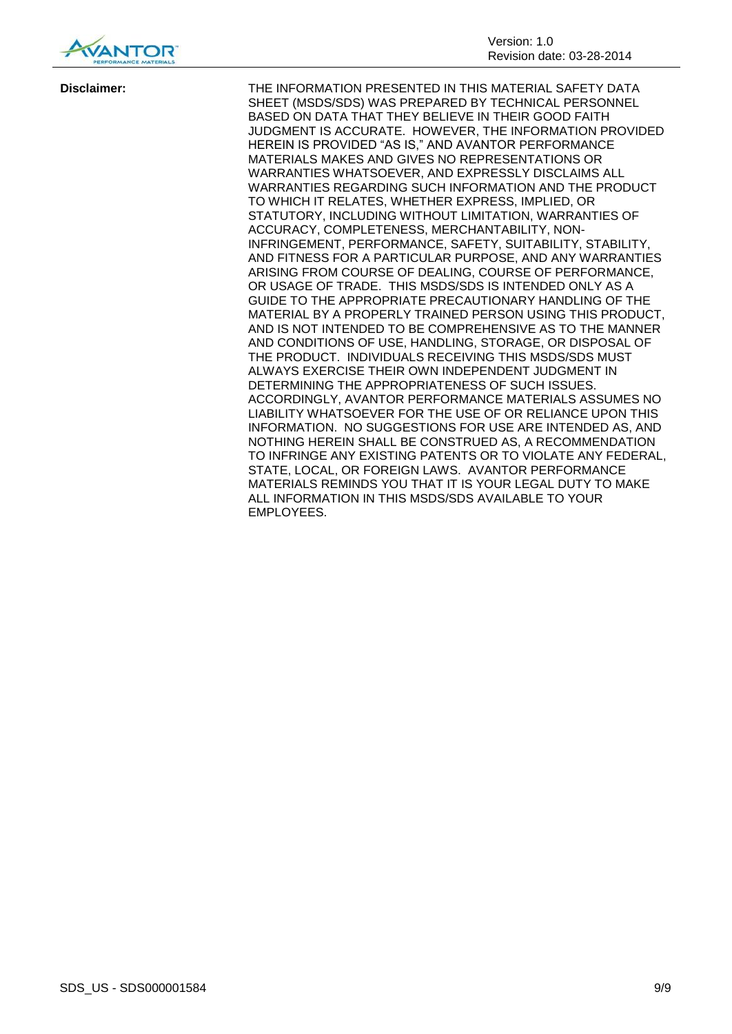**Disclaimer:**

THE INFORMATION PRESENTED IN THIS MATERIAL SAFETY DATA SHEET (MSDS/SDS) WAS PREPARED BY TECHNICAL PERSONNEL BASED ON DATA THAT THEY BELIEVE IN THEIR GOOD FAITH JUDGMENT IS ACCURATE. HOWEVER, THE INFORMATION PROVIDED HEREIN IS PROVIDED "AS IS," AND AVANTOR PERFORMANCE MATERIALS MAKES AND GIVES NO REPRESENTATIONS OR WARRANTIES WHATSOEVER, AND EXPRESSLY DISCLAIMS ALL WARRANTIES REGARDING SUCH INFORMATION AND THE PRODUCT TO WHICH IT RELATES, WHETHER EXPRESS, IMPLIED, OR STATUTORY, INCLUDING WITHOUT LIMITATION, WARRANTIES OF ACCURACY, COMPLETENESS, MERCHANTABILITY, NON-INFRINGEMENT, PERFORMANCE, SAFETY, SUITABILITY, STABILITY, AND FITNESS FOR A PARTICULAR PURPOSE, AND ANY WARRANTIES ARISING FROM COURSE OF DEALING, COURSE OF PERFORMANCE, OR USAGE OF TRADE. THIS MSDS/SDS IS INTENDED ONLY AS A GUIDE TO THE APPROPRIATE PRECAUTIONARY HANDLING OF THE MATERIAL BY A PROPERLY TRAINED PERSON USING THIS PRODUCT, AND IS NOT INTENDED TO BE COMPREHENSIVE AS TO THE MANNER AND CONDITIONS OF USE, HANDLING, STORAGE, OR DISPOSAL OF THE PRODUCT. INDIVIDUALS RECEIVING THIS MSDS/SDS MUST ALWAYS EXERCISE THEIR OWN INDEPENDENT JUDGMENT IN DETERMINING THE APPROPRIATENESS OF SUCH ISSUES. ACCORDINGLY, AVANTOR PERFORMANCE MATERIALS ASSUMES NO LIABILITY WHATSOEVER FOR THE USE OF OR RELIANCE UPON THIS INFORMATION. NO SUGGESTIONS FOR USE ARE INTENDED AS, AND NOTHING HEREIN SHALL BE CONSTRUED AS, A RECOMMENDATION TO INFRINGE ANY EXISTING PATENTS OR TO VIOLATE ANY FEDERAL, STATE, LOCAL, OR FOREIGN LAWS. AVANTOR PERFORMANCE MATERIALS REMINDS YOU THAT IT IS YOUR LEGAL DUTY TO MAKE ALL INFORMATION IN THIS MSDS/SDS AVAILABLE TO YOUR EMPLOYEES.